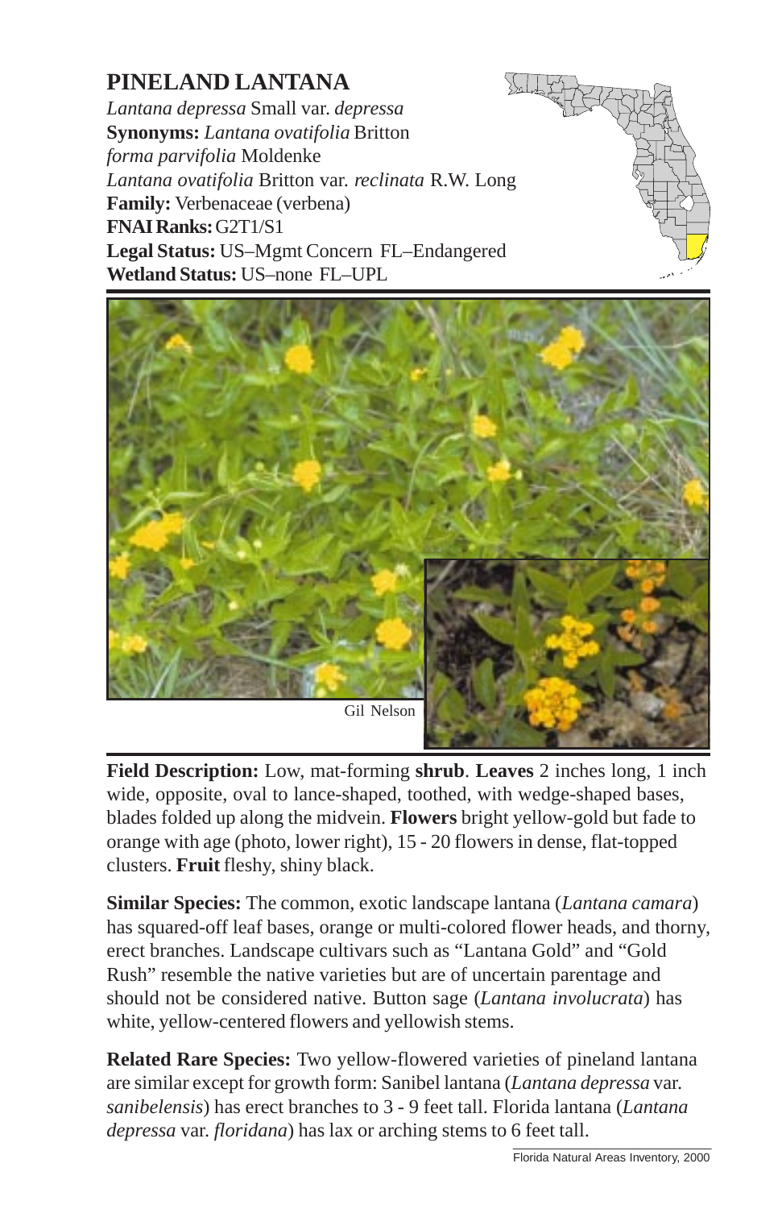# PINELAND LANTANA

*Lantana depressa* Small var. *depressa*
**Synonyms:** *Lantana ovatifolia* Britton *forma parvifolia* Moldenke
*Lantana ovatifolia* Britton var. *reclinata* R.W. Long
**Family:** Verbenaceae (verbena)
**FNAI Ranks:** G2T1/S1
**Legal Status:** US–Mgmt Concern FL–Endangered
**Wetland Status:** US–none FL–UPL

Gil Nelson

**Field Description:** Low, mat-forming **shrub**. **Leaves** 2 inches long, 1 inch wide, opposite, oval to lance-shaped, toothed, with wedge-shaped bases, blades folded up along the midvein. **Flowers** bright yellow-gold but fade to orange with age (photo, lower right), 15 - 20 flowers in dense, flat-topped clusters. **Fruit** fleshy, shiny black.

**Similar Species:** The common, exotic landscape lantana (*Lantana camara*) has squared-off leaf bases, orange or multi-colored flower heads, and thorny, erect branches. Landscape cultivars such as "Lantana Gold" and "Gold Rush" resemble the native varieties but are of uncertain parentage and should not be considered native. Button sage (*Lantana involucrata*) has white, yellow-centered flowers and yellowish stems.

**Related Rare Species:** Two yellow-flowered varieties of pineland lantana are similar except for growth form: Sanibel lantana (*Lantana depressa* var. *sanibelensis*) has erect branches to 3 - 9 feet tall. Florida lantana (*Lantana depressa* var. *floridana*) has lax or arching stems to 6 feet tall.

Florida Natural Areas Inventory, 2000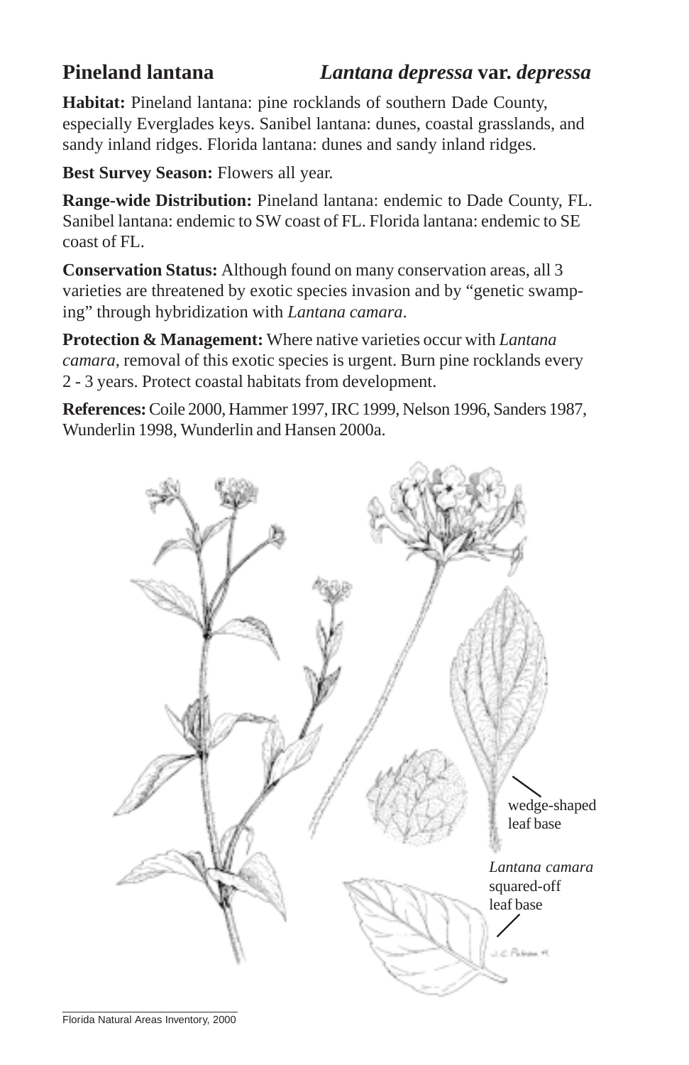# Pineland lantana *Lantana depressa* var. *depressa*

**Habitat:** Pineland lantana: pine rocklands of southern Dade County, especially Everglades keys. Sanibel lantana: dunes, coastal grasslands, and sandy inland ridges. Florida lantana: dunes and sandy inland ridges.

**Best Survey Season:** Flowers all year.

**Range-wide Distribution:** Pineland lantana: endemic to Dade County, FL. Sanibel lantana: endemic to SW coast of FL. Florida lantana: endemic to SE coast of FL.

**Conservation Status:** Although found on many conservation areas, all 3 varieties are threatened by exotic species invasion and by "genetic swamping" through hybridization with *Lantana camara*.

**Protection & Management:** Where native varieties occur with *Lantana camara*, removal of this exotic species is urgent. Burn pine rocklands every 2 - 3 years. Protect coastal habitats from development.

**References:** Coile 2000, Hammer 1997, IRC 1999, Nelson 1996, Sanders 1987, Wunderlin 1998, Wunderlin and Hansen 2000a.

wedge-shaped leaf base

*Lantana camara* squared-off leaf base

Florida Natural Areas Inventory, 2000